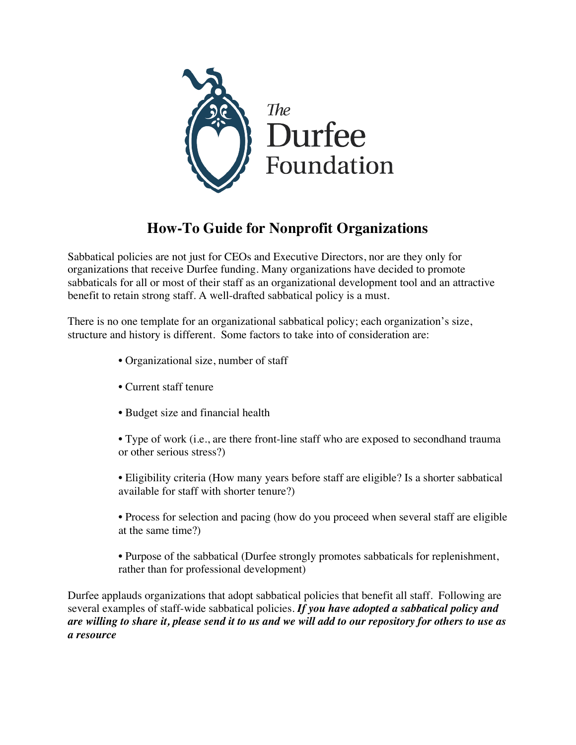The Durfee Foundation

# How-To Guide for Nonprofit Organizations

Sabbatical policies are not just for CEOs and Executive Directors, nor are they only for organizations that receive Durfee funding. Many organizations have decided to promote sabbaticals for all or most of their staff as an organizational development tool and an attractive benefit to retain strong staff. A well-drafted sabbatical policy is a must.

There is no one template for an organizational sabbatical policy; each organization's size, structure and history is different. Some factors to take into of consideration are:

- Organizational size, number of staff
- Current staff tenure
- Budget size and financial health
- Type of work (i.e., are there front-line staff who are exposed to secondhand trauma or other serious stress?)
- Eligibility criteria (How many years before staff are eligible? Is a shorter sabbatical available for staff with shorter tenure?)
- Process for selection and pacing (how do you proceed when several staff are eligible at the same time?)
- Purpose of the sabbatical (Durfee strongly promotes sabbaticals for replenishment, rather than for professional development)

Durfee applauds organizations that adopt sabbatical policies that benefit all staff. Following are several examples of staff-wide sabbatical policies. ***If you have adopted a sabbatical policy and are willing to share it, please send it to us and we will add to our repository for others to use as a resource***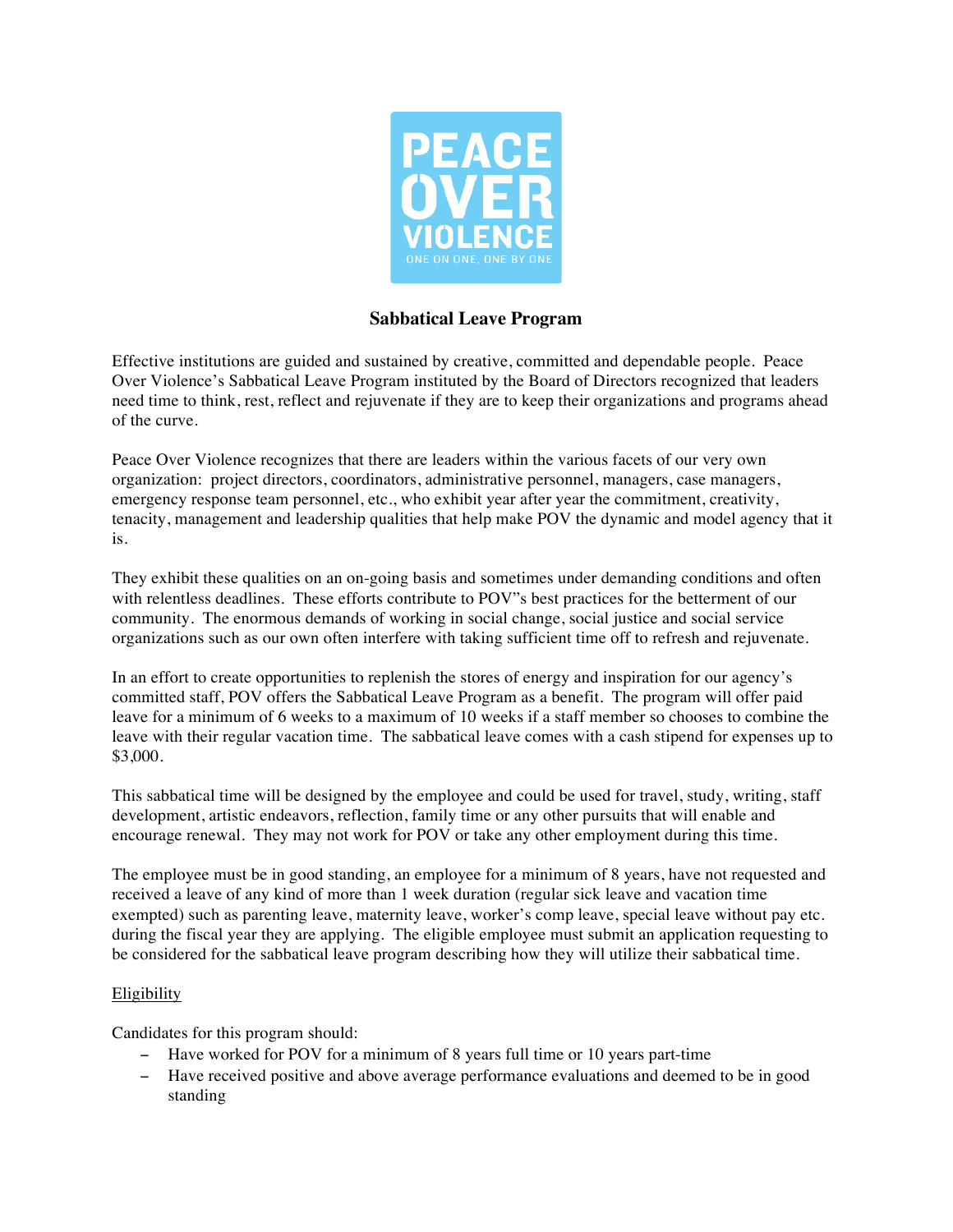## Sabbatical Leave Program

Effective institutions are guided and sustained by creative, committed and dependable people. Peace Over Violence's Sabbatical Leave Program instituted by the Board of Directors recognized that leaders need time to think, rest, reflect and rejuvenate if they are to keep their organizations and programs ahead of the curve.

Peace Over Violence recognizes that there are leaders within the various facets of our very own organization: project directors, coordinators, administrative personnel, managers, case managers, emergency response team personnel, etc., who exhibit year after year the commitment, creativity, tenacity, management and leadership qualities that help make POV the dynamic and model agency that it is.

They exhibit these qualities on an on-going basis and sometimes under demanding conditions and often with relentless deadlines. These efforts contribute to POV"s best practices for the betterment of our community. The enormous demands of working in social change, social justice and social service organizations such as our own often interfere with taking sufficient time off to refresh and rejuvenate.

In an effort to create opportunities to replenish the stores of energy and inspiration for our agency's committed staff, POV offers the Sabbatical Leave Program as a benefit. The program will offer paid leave for a minimum of 6 weeks to a maximum of 10 weeks if a staff member so chooses to combine the leave with their regular vacation time. The sabbatical leave comes with a cash stipend for expenses up to $3,000.

This sabbatical time will be designed by the employee and could be used for travel, study, writing, staff development, artistic endeavors, reflection, family time or any other pursuits that will enable and encourage renewal. They may not work for POV or take any other employment during this time.

The employee must be in good standing, an employee for a minimum of 8 years, have not requested and received a leave of any kind of more than 1 week duration (regular sick leave and vacation time exempted) such as parenting leave, maternity leave, worker's comp leave, special leave without pay etc. during the fiscal year they are applying. The eligible employee must submit an application requesting to be considered for the sabbatical leave program describing how they will utilize their sabbatical time.

<u>Eligibility</u>

Candidates for this program should:

- Have worked for POV for a minimum of 8 years full time or 10 years part-time
- Have received positive and above average performance evaluations and deemed to be in good standing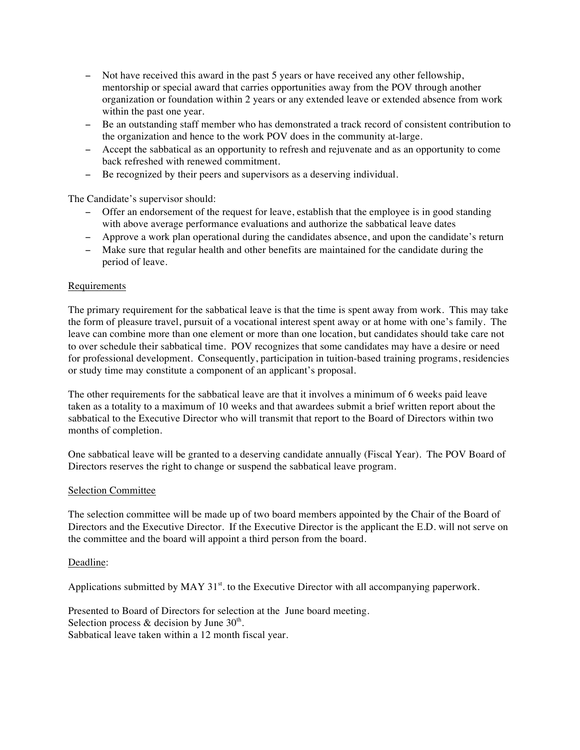- Not have received this award in the past 5 years or have received any other fellowship, mentorship or special award that carries opportunities away from the POV through another organization or foundation within 2 years or any extended leave or extended absence from work within the past one year.
- Be an outstanding staff member who has demonstrated a track record of consistent contribution to the organization and hence to the work POV does in the community at-large.
- Accept the sabbatical as an opportunity to refresh and rejuvenate and as an opportunity to come back refreshed with renewed commitment.
- Be recognized by their peers and supervisors as a deserving individual.

The Candidate's supervisor should:

- Offer an endorsement of the request for leave, establish that the employee is in good standing with above average performance evaluations and authorize the sabbatical leave dates
- Approve a work plan operational during the candidates absence, and upon the candidate's return
- Make sure that regular health and other benefits are maintained for the candidate during the period of leave.

Requirements

The primary requirement for the sabbatical leave is that the time is spent away from work. This may take the form of pleasure travel, pursuit of a vocational interest spent away or at home with one's family. The leave can combine more than one element or more than one location, but candidates should take care not to over schedule their sabbatical time. POV recognizes that some candidates may have a desire or need for professional development. Consequently, participation in tuition-based training programs, residencies or study time may constitute a component of an applicant's proposal.

The other requirements for the sabbatical leave are that it involves a minimum of 6 weeks paid leave taken as a totality to a maximum of 10 weeks and that awardees submit a brief written report about the sabbatical to the Executive Director who will transmit that report to the Board of Directors within two months of completion.

One sabbatical leave will be granted to a deserving candidate annually (Fiscal Year). The POV Board of Directors reserves the right to change or suspend the sabbatical leave program.

Selection Committee

The selection committee will be made up of two board members appointed by the Chair of the Board of Directors and the Executive Director. If the Executive Director is the applicant the E.D. will not serve on the committee and the board will appoint a third person from the board.

Deadline:

Applications submitted by MAY 31st. to the Executive Director with all accompanying paperwork.

Presented to Board of Directors for selection at the June board meeting.
Selection process & decision by June 30th.
Sabbatical leave taken within a 12 month fiscal year.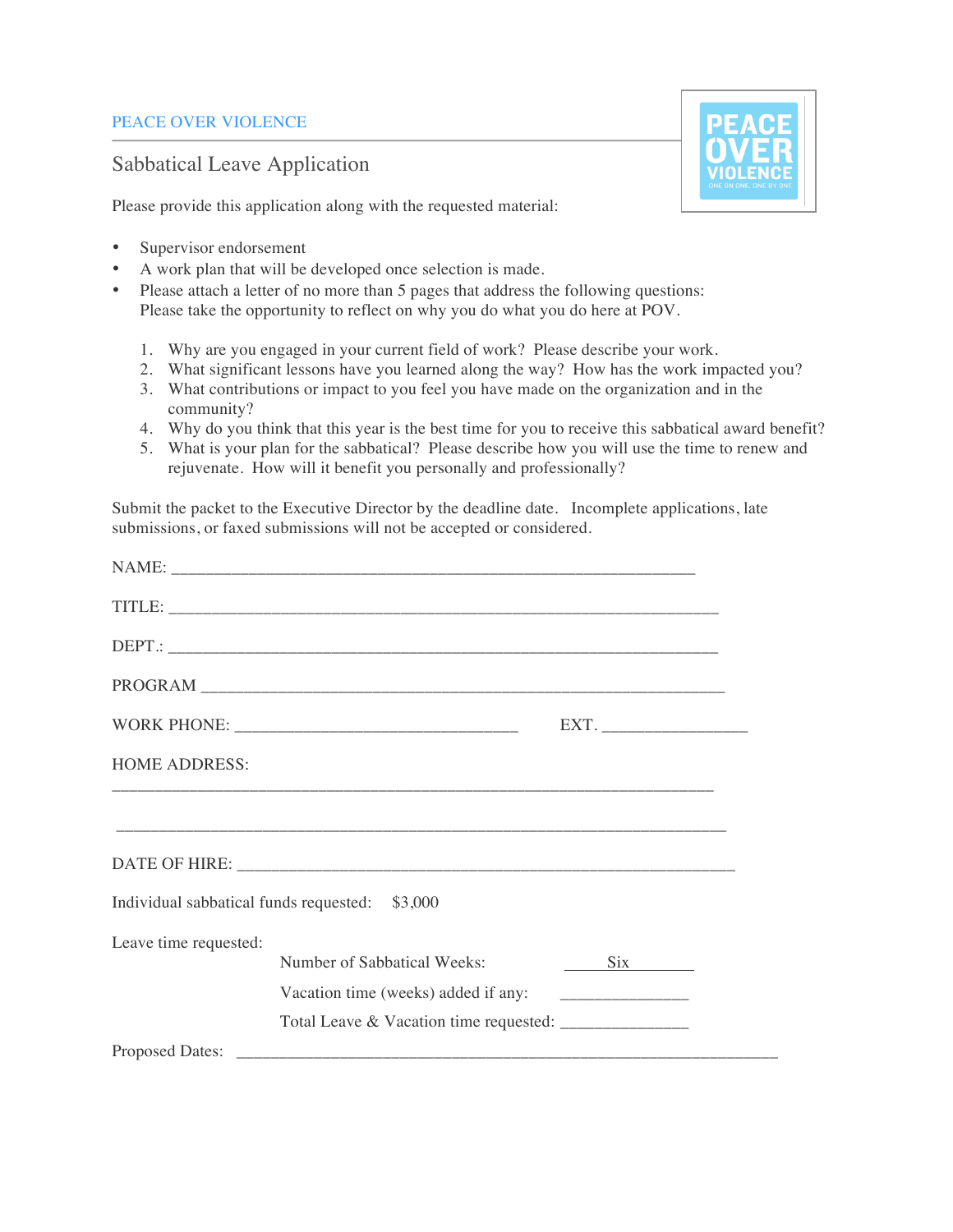PEACE OVER VIOLENCE

## Sabbatical Leave Application

Please provide this application along with the requested material:

- Supervisor endorsement
- A work plan that will be developed once selection is made.
- Please attach a letter of no more than 5 pages that address the following questions: Please take the opportunity to reflect on why you do what you do here at POV.

1. Why are you engaged in your current field of work? Please describe your work.
2. What significant lessons have you learned along the way? How has the work impacted you?
3. What contributions or impact to you feel you have made on the organization and in the community?
4. Why do you think that this year is the best time for you to receive this sabbatical award benefit?
5. What is your plan for the sabbatical? Please describe how you will use the time to renew and rejuvenate. How will it benefit you personally and professionally?

Submit the packet to the Executive Director by the deadline date. Incomplete applications, late submissions, or faxed submissions will not be accepted or considered.

NAME: ______________________________________________________________

TITLE: ______________________________________________________________

DEPT.: ______________________________________________________________

PROGRAM ___________________________________________________________

WORK PHONE: _________________________________ EXT. ________________

HOME ADDRESS:

______________________________________________________________________

______________________________________________________________________

DATE OF HIRE: ________________________________________________________

Individual sabbatical funds requested: $3,000

Leave time requested:

Number of Sabbatical Weeks: Six

Vacation time (weeks) added if any: _______________

Total Leave & Vacation time requested: _______________

Proposed Dates: _____________________________________________________________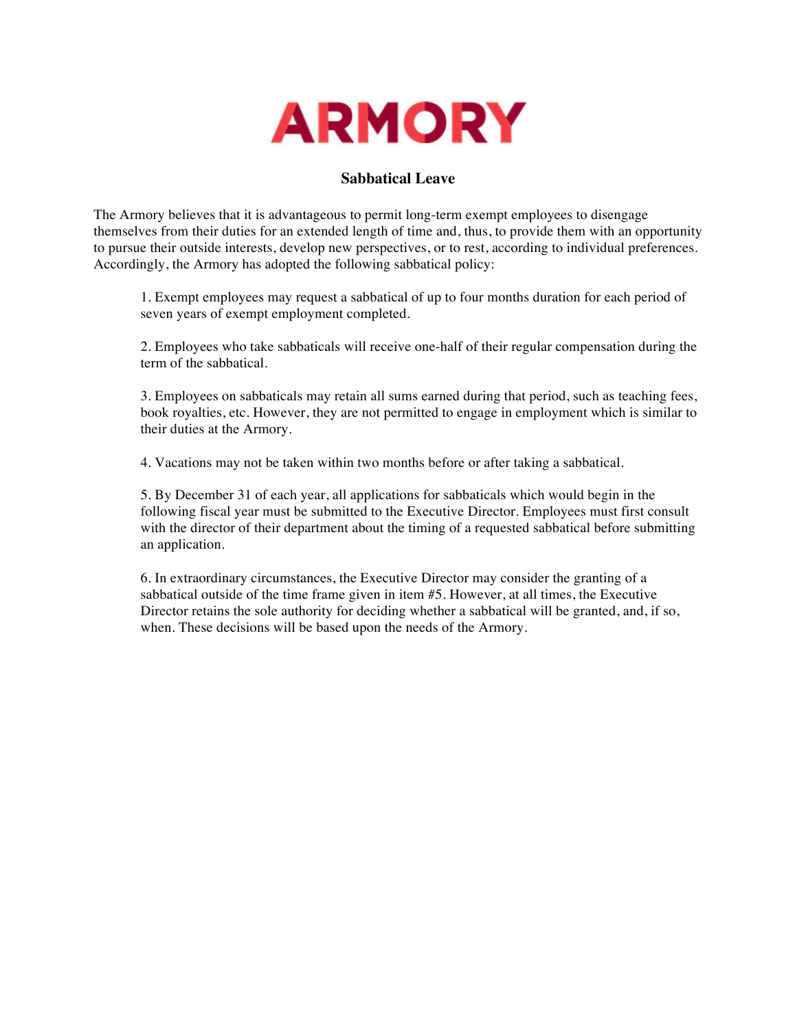ARMORY

## Sabbatical Leave

The Armory believes that it is advantageous to permit long-term exempt employees to disengage themselves from their duties for an extended length of time and, thus, to provide them with an opportunity to pursue their outside interests, develop new perspectives, or to rest, according to individual preferences. Accordingly, the Armory has adopted the following sabbatical policy:

1. Exempt employees may request a sabbatical of up to four months duration for each period of seven years of exempt employment completed.

2. Employees who take sabbaticals will receive one-half of their regular compensation during the term of the sabbatical.

3. Employees on sabbaticals may retain all sums earned during that period, such as teaching fees, book royalties, etc. However, they are not permitted to engage in employment which is similar to their duties at the Armory.

4. Vacations may not be taken within two months before or after taking a sabbatical.

5. By December 31 of each year, all applications for sabbaticals which would begin in the following fiscal year must be submitted to the Executive Director. Employees must first consult with the director of their department about the timing of a requested sabbatical before submitting an application.

6. In extraordinary circumstances, the Executive Director may consider the granting of a sabbatical outside of the time frame given in item #5. However, at all times, the Executive Director retains the sole authority for deciding whether a sabbatical will be granted, and, if so, when. These decisions will be based upon the needs of the Armory.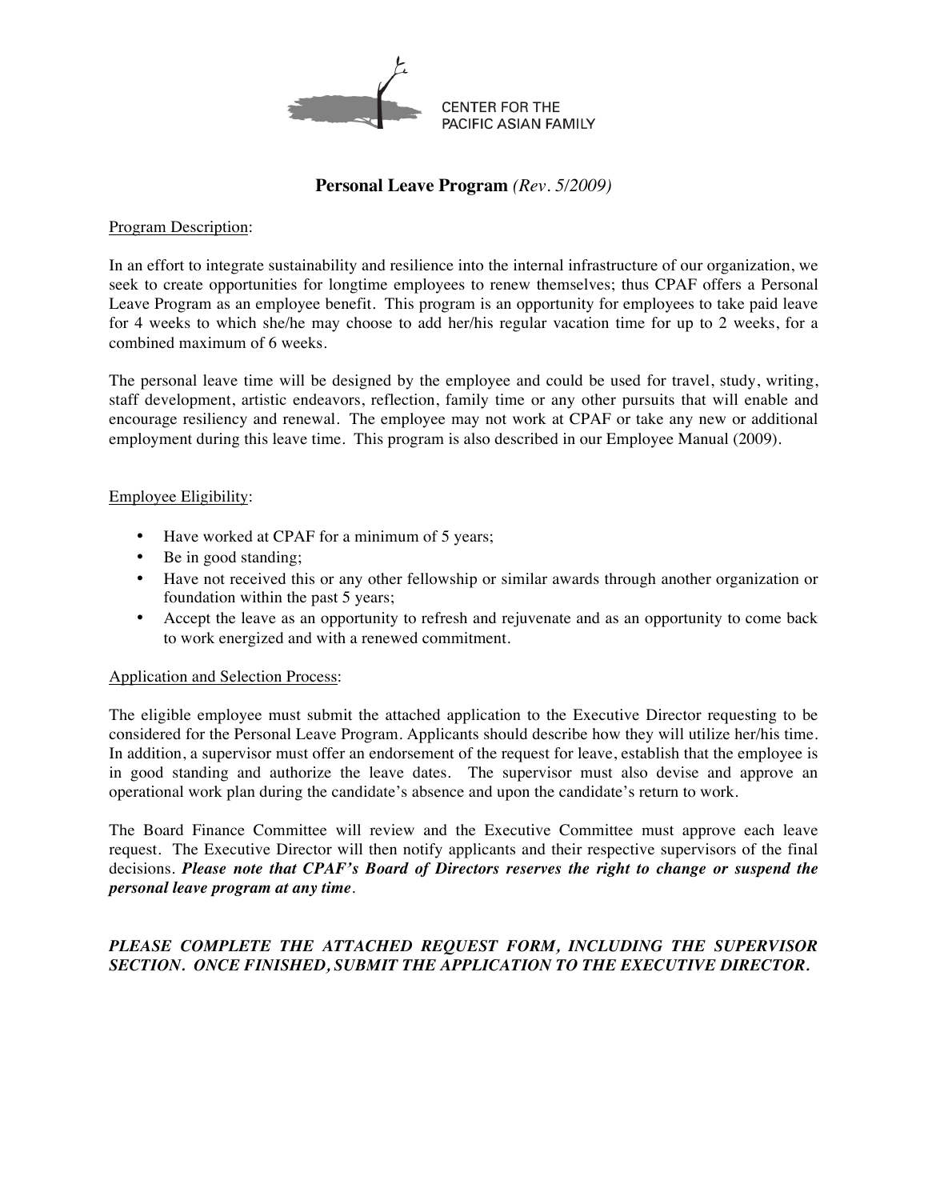CENTER FOR THE
PACIFIC ASIAN FAMILY

# **Personal Leave Program** *(Rev. 5/2009)*

Program Description:

In an effort to integrate sustainability and resilience into the internal infrastructure of our organization, we seek to create opportunities for longtime employees to renew themselves; thus CPAF offers a Personal Leave Program as an employee benefit. This program is an opportunity for employees to take paid leave for 4 weeks to which she/he may choose to add her/his regular vacation time for up to 2 weeks, for a combined maximum of 6 weeks.

The personal leave time will be designed by the employee and could be used for travel, study, writing, staff development, artistic endeavors, reflection, family time or any other pursuits that will enable and encourage resiliency and renewal. The employee may not work at CPAF or take any new or additional employment during this leave time. This program is also described in our Employee Manual (2009).

Employee Eligibility:

- Have worked at CPAF for a minimum of 5 years;
- Be in good standing;
- Have not received this or any other fellowship or similar awards through another organization or foundation within the past 5 years;
- Accept the leave as an opportunity to refresh and rejuvenate and as an opportunity to come back to work energized and with a renewed commitment.

Application and Selection Process:

The eligible employee must submit the attached application to the Executive Director requesting to be considered for the Personal Leave Program. Applicants should describe how they will utilize her/his time. In addition, a supervisor must offer an endorsement of the request for leave, establish that the employee is in good standing and authorize the leave dates. The supervisor must also devise and approve an operational work plan during the candidate's absence and upon the candidate's return to work.

The Board Finance Committee will review and the Executive Committee must approve each leave request. The Executive Director will then notify applicants and their respective supervisors of the final decisions. ***Please note that CPAF's Board of Directors reserves the right to change or suspend the personal leave program at any time***.

***PLEASE COMPLETE THE ATTACHED REQUEST FORM, INCLUDING THE SUPERVISOR SECTION. ONCE FINISHED, SUBMIT THE APPLICATION TO THE EXECUTIVE DIRECTOR.***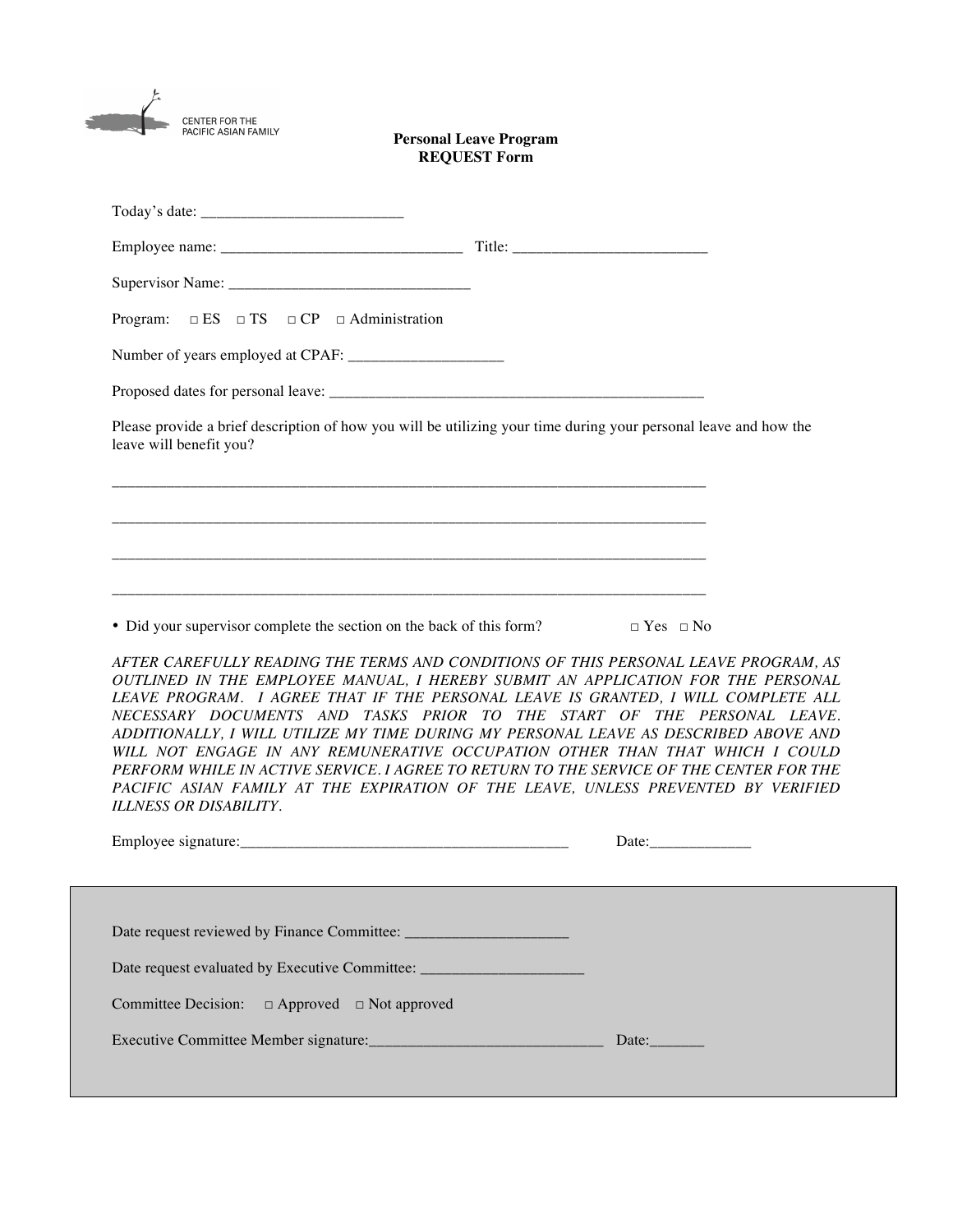CENTER FOR THE
PACIFIC ASIAN FAMILY

**Personal Leave Program**
**REQUEST Form**

Today's date: __________________________

Employee name: _______________________________ Title: _________________________

Supervisor Name: _______________________________

Program: □ ES □ TS □ CP □ Administration

Number of years employed at CPAF: ___________________

Proposed dates for personal leave: _________________________________________________

Please provide a brief description of how you will be utilizing your time during your personal leave and how the leave will benefit you?

_____________________________________________________________________________

_____________________________________________________________________________

_____________________________________________________________________________

_____________________________________________________________________________

- Did your supervisor complete the section on the back of this form? □ Yes □ No

*AFTER CAREFULLY READING THE TERMS AND CONDITIONS OF THIS PERSONAL LEAVE PROGRAM, AS OUTLINED IN THE EMPLOYEE MANUAL, I HEREBY SUBMIT AN APPLICATION FOR THE PERSONAL LEAVE PROGRAM. I AGREE THAT IF THE PERSONAL LEAVE IS GRANTED, I WILL COMPLETE ALL NECESSARY DOCUMENTS AND TASKS PRIOR TO THE START OF THE PERSONAL LEAVE. ADDITIONALLY, I WILL UTILIZE MY TIME DURING MY PERSONAL LEAVE AS DESCRIBED ABOVE AND WILL NOT ENGAGE IN ANY REMUNERATIVE OCCUPATION OTHER THAN THAT WHICH I COULD PERFORM WHILE IN ACTIVE SERVICE. I AGREE TO RETURN TO THE SERVICE OF THE CENTER FOR THE PACIFIC ASIAN FAMILY AT THE EXPIRATION OF THE LEAVE, UNLESS PREVENTED BY VERIFIED ILLNESS OR DISABILITY.*

Employee signature:___________________________________________ Date:_____________

---

Date request reviewed by Finance Committee: _____________________

Date request evaluated by Executive Committee: _____________________

Committee Decision: □ Approved □ Not approved

Executive Committee Member signature:______________________________ Date:_______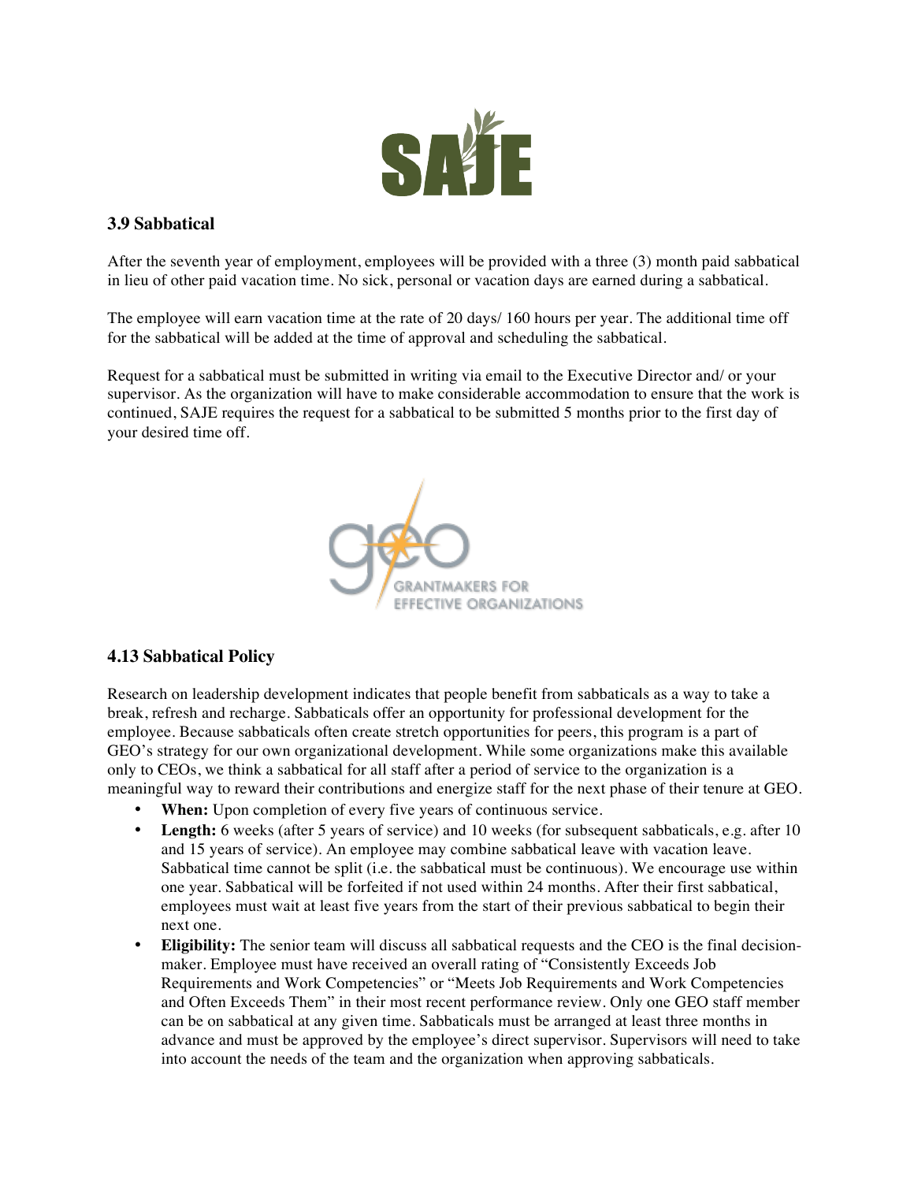### 3.9 Sabbatical

After the seventh year of employment, employees will be provided with a three (3) month paid sabbatical in lieu of other paid vacation time. No sick, personal or vacation days are earned during a sabbatical.

The employee will earn vacation time at the rate of 20 days/ 160 hours per year. The additional time off for the sabbatical will be added at the time of approval and scheduling the sabbatical.

Request for a sabbatical must be submitted in writing via email to the Executive Director and/ or your supervisor. As the organization will have to make considerable accommodation to ensure that the work is continued, SAJE requires the request for a sabbatical to be submitted 5 months prior to the first day of your desired time off.

### 4.13 Sabbatical Policy

Research on leadership development indicates that people benefit from sabbaticals as a way to take a break, refresh and recharge. Sabbaticals offer an opportunity for professional development for the employee. Because sabbaticals often create stretch opportunities for peers, this program is a part of GEO's strategy for our own organizational development. While some organizations make this available only to CEOs, we think a sabbatical for all staff after a period of service to the organization is a meaningful way to reward their contributions and energize staff for the next phase of their tenure at GEO.

- **When:** Upon completion of every five years of continuous service.
- **Length:** 6 weeks (after 5 years of service) and 10 weeks (for subsequent sabbaticals, e.g. after 10 and 15 years of service). An employee may combine sabbatical leave with vacation leave. Sabbatical time cannot be split (i.e. the sabbatical must be continuous). We encourage use within one year. Sabbatical will be forfeited if not used within 24 months. After their first sabbatical, employees must wait at least five years from the start of their previous sabbatical to begin their next one.
- **Eligibility:** The senior team will discuss all sabbatical requests and the CEO is the final decision-maker. Employee must have received an overall rating of "Consistently Exceeds Job Requirements and Work Competencies" or "Meets Job Requirements and Work Competencies and Often Exceeds Them" in their most recent performance review. Only one GEO staff member can be on sabbatical at any given time. Sabbaticals must be arranged at least three months in advance and must be approved by the employee's direct supervisor. Supervisors will need to take into account the needs of the team and the organization when approving sabbaticals.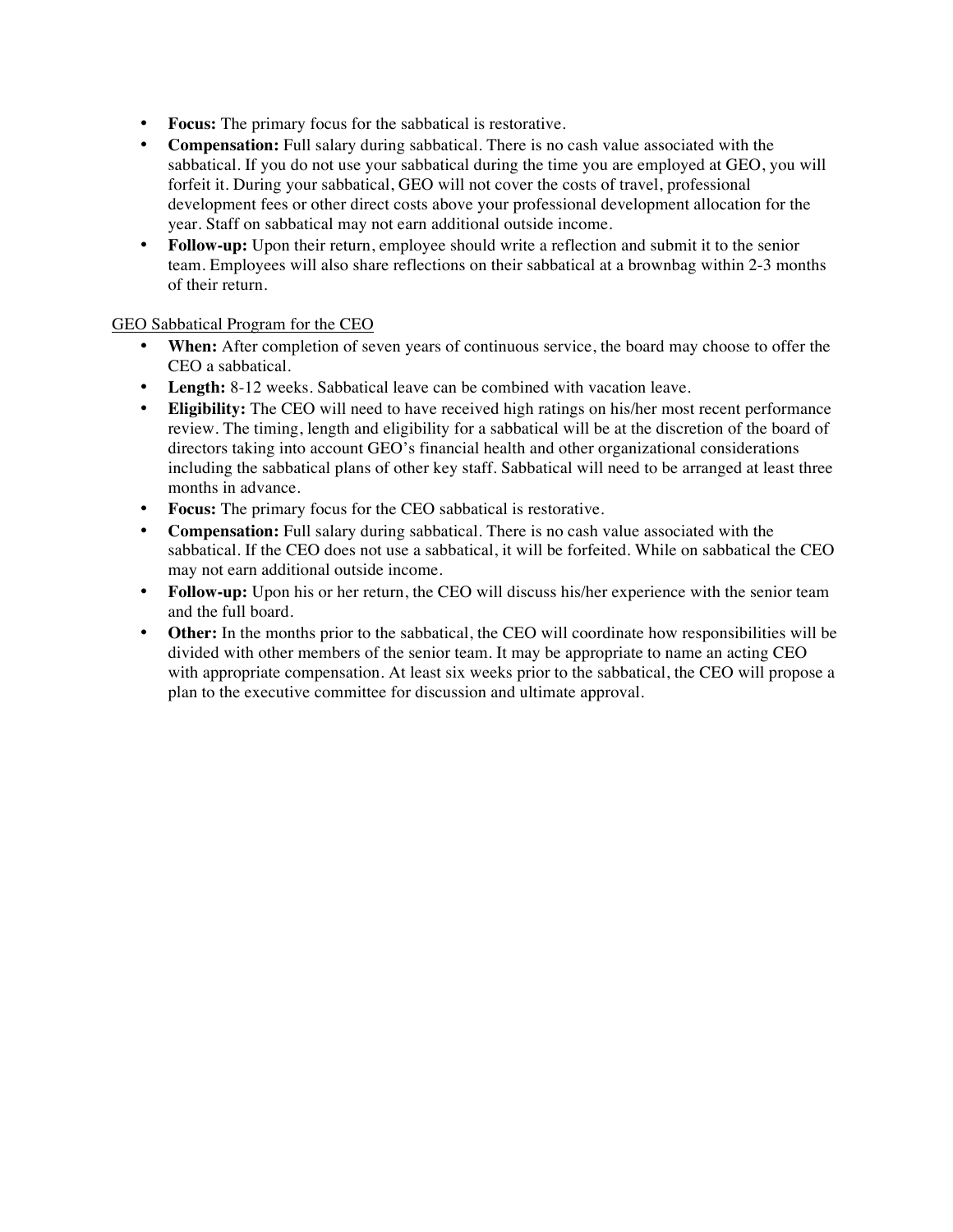- **Focus:** The primary focus for the sabbatical is restorative.
- **Compensation:** Full salary during sabbatical. There is no cash value associated with the sabbatical. If you do not use your sabbatical during the time you are employed at GEO, you will forfeit it. During your sabbatical, GEO will not cover the costs of travel, professional development fees or other direct costs above your professional development allocation for the year. Staff on sabbatical may not earn additional outside income.
- **Follow-up:** Upon their return, employee should write a reflection and submit it to the senior team. Employees will also share reflections on their sabbatical at a brownbag within 2-3 months of their return.

GEO Sabbatical Program for the CEO

- **When:** After completion of seven years of continuous service, the board may choose to offer the CEO a sabbatical.
- **Length:** 8-12 weeks. Sabbatical leave can be combined with vacation leave.
- **Eligibility:** The CEO will need to have received high ratings on his/her most recent performance review. The timing, length and eligibility for a sabbatical will be at the discretion of the board of directors taking into account GEO's financial health and other organizational considerations including the sabbatical plans of other key staff. Sabbatical will need to be arranged at least three months in advance.
- **Focus:** The primary focus for the CEO sabbatical is restorative.
- **Compensation:** Full salary during sabbatical. There is no cash value associated with the sabbatical. If the CEO does not use a sabbatical, it will be forfeited. While on sabbatical the CEO may not earn additional outside income.
- **Follow-up:** Upon his or her return, the CEO will discuss his/her experience with the senior team and the full board.
- **Other:** In the months prior to the sabbatical, the CEO will coordinate how responsibilities will be divided with other members of the senior team. It may be appropriate to name an acting CEO with appropriate compensation. At least six weeks prior to the sabbatical, the CEO will propose a plan to the executive committee for discussion and ultimate approval.